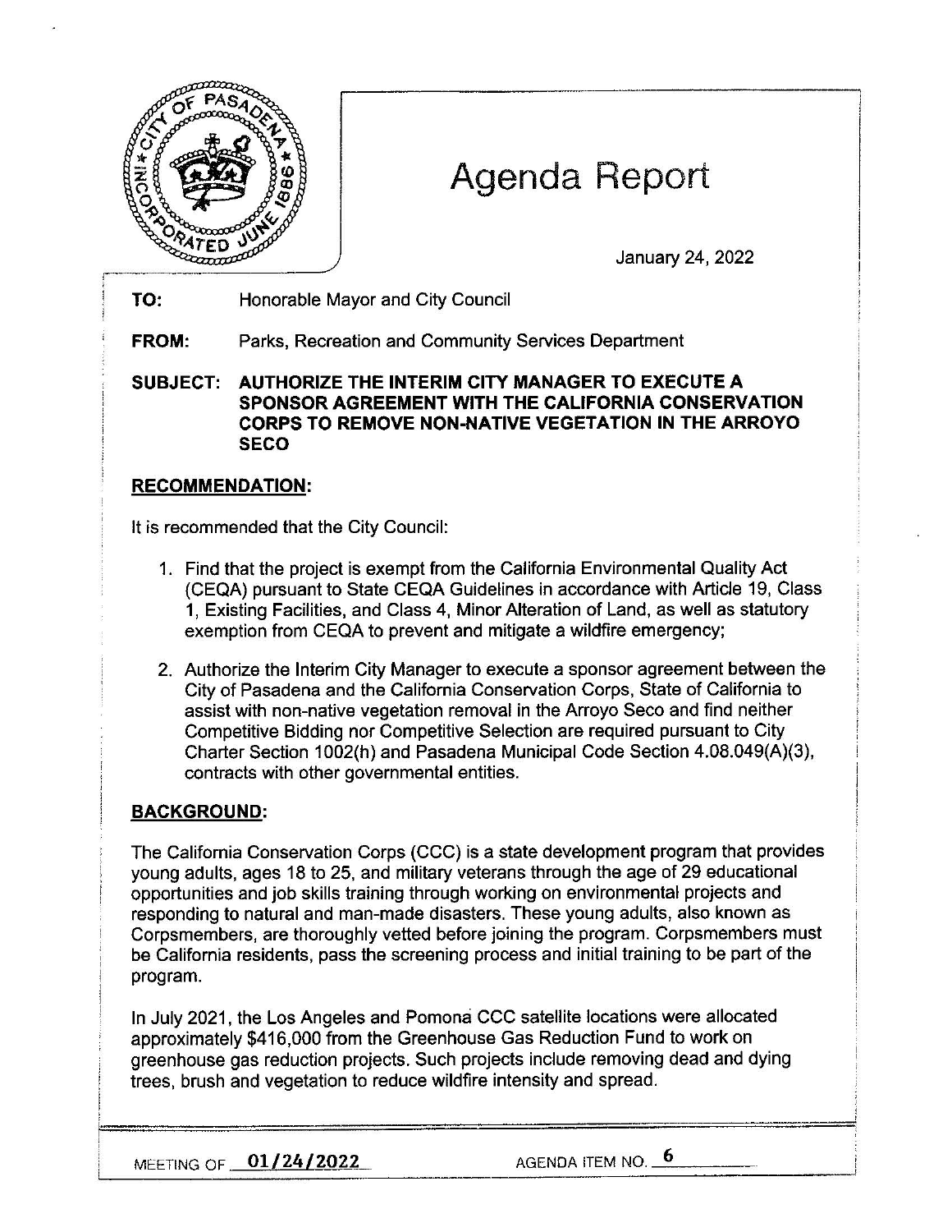# Agenda Report

January 24, 2022

**TO:** Honorable Mayor and City Council

**FROM:** Parks, Recreation and Community Services Department

**SUBJECT: AUTHORIZE THE INTERIM CITY MANAGER TO EXECUTE A SPONSOR AGREEMENT WITH THE CALIFORNIA CONSERVATION CORPS TO REMOVE NON-NATIVE VEGETATION IN THE ARROYO SECO**

## RECOMMENDATION:

It is recommended that the City Council:

1. Find that the project is exempt from the California Environmental Quality Act (CEQA) pursuant to State CEQA Guidelines in accordance with Article 19, Class 1, Existing Facilities, and Class 4, Minor Alteration of Land, as well as statutory exemption from CEQA to prevent and mitigate a wildfire emergency;

2. Authorize the Interim City Manager to execute a sponsor agreement between the City of Pasadena and the California Conservation Corps, State of California to assist with non-native vegetation removal in the Arroyo Seco and find neither Competitive Bidding nor Competitive Selection are required pursuant to City Charter Section 1002(h) and Pasadena Municipal Code Section 4.08.049(A)(3), contracts with other governmental entities.

## BACKGROUND:

The California Conservation Corps (CCC) is a state development program that provides young adults, ages 18 to 25, and military veterans through the age of 29 educational opportunities and job skills training through working on environmental projects and responding to natural and man-made disasters. These young adults, also known as Corpsmembers, are thoroughly vetted before joining the program. Corpsmembers must be California residents, pass the screening process and initial training to be part of the program.

In July 2021, the Los Angeles and Pomona CCC satellite locations were allocated approximately $416,000 from the Greenhouse Gas Reduction Fund to work on greenhouse gas reduction projects. Such projects include removing dead and dying trees, brush and vegetation to reduce wildfire intensity and spread.

MEETING OF 01/24/2022 AGENDA ITEM NO. 6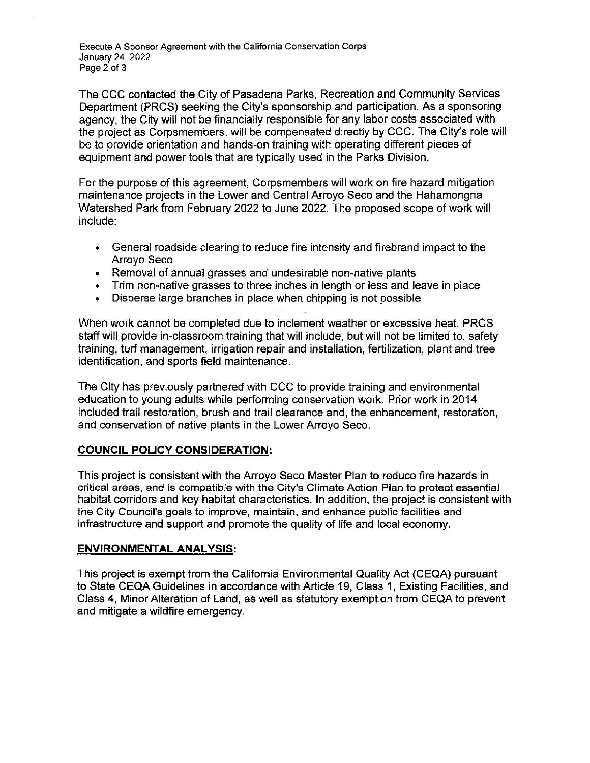The CCC contacted the City of Pasadena Parks, Recreation and Community Services Department (PRCS) seeking the City's sponsorship and participation. As a sponsoring agency, the City will not be financially responsible for any labor costs associated with the project as Corpsmembers, will be compensated directly by CCC. The City's role will be to provide orientation and hands-on training with operating different pieces of equipment and power tools that are typically used in the Parks Division.

For the purpose of this agreement, Corpsmembers will work on fire hazard mitigation maintenance projects in the Lower and Central Arroyo Seco and the Hahamongna Watershed Park from February 2022 to June 2022. The proposed scope of work will include:

- General roadside clearing to reduce fire intensity and firebrand impact to the Arroyo Seco
- Removal of annual grasses and undesirable non-native plants
- Trim non-native grasses to three inches in length or less and leave in place
- Disperse large branches in place when chipping is not possible

When work cannot be completed due to inclement weather or excessive heat, PRCS staff will provide in-classroom training that will include, but will not be limited to, safety training, turf management, irrigation repair and installation, fertilization, plant and tree identification, and sports field maintenance.

The City has previously partnered with CCC to provide training and environmental education to young adults while performing conservation work. Prior work in 2014 included trail restoration, brush and trail clearance and, the enhancement, restoration, and conservation of native plants in the Lower Arroyo Seco.

## COUNCIL POLICY CONSIDERATION:

This project is consistent with the Arroyo Seco Master Plan to reduce fire hazards in critical areas, and is compatible with the City's Climate Action Plan to protect essential habitat corridors and key habitat characteristics. In addition, the project is consistent with the City Council's goals to improve, maintain, and enhance public facilities and infrastructure and support and promote the quality of life and local economy.

## ENVIRONMENTAL ANALYSIS:

This project is exempt from the California Environmental Quality Act (CEQA) pursuant to State CEQA Guidelines in accordance with Article 19, Class 1, Existing Facilities, and Class 4, Minor Alteration of Land, as well as statutory exemption from CEQA to prevent and mitigate a wildfire emergency.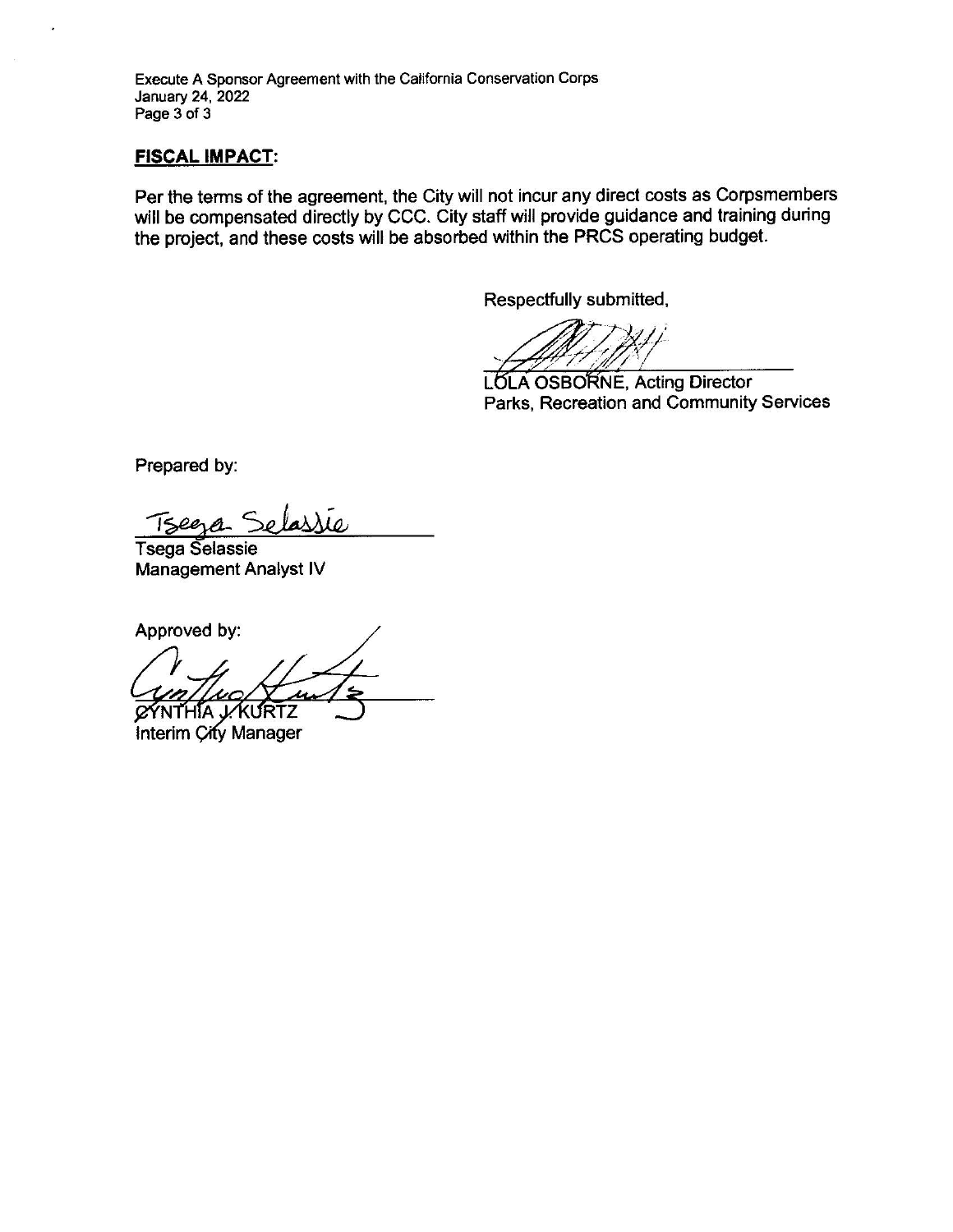**FISCAL IMPACT:**

Per the terms of the agreement, the City will not incur any direct costs as Corpsmembers will be compensated directly by CCC. City staff will provide guidance and training during the project, and these costs will be absorbed within the PRCS operating budget.

Respectfully submitted,

LOLA OSBORNE, Acting Director
Parks, Recreation and Community Services

Prepared by:

Tsega Selassie
Management Analyst IV

Approved by:

CYNTHIA J. KURTZ
Interim City Manager